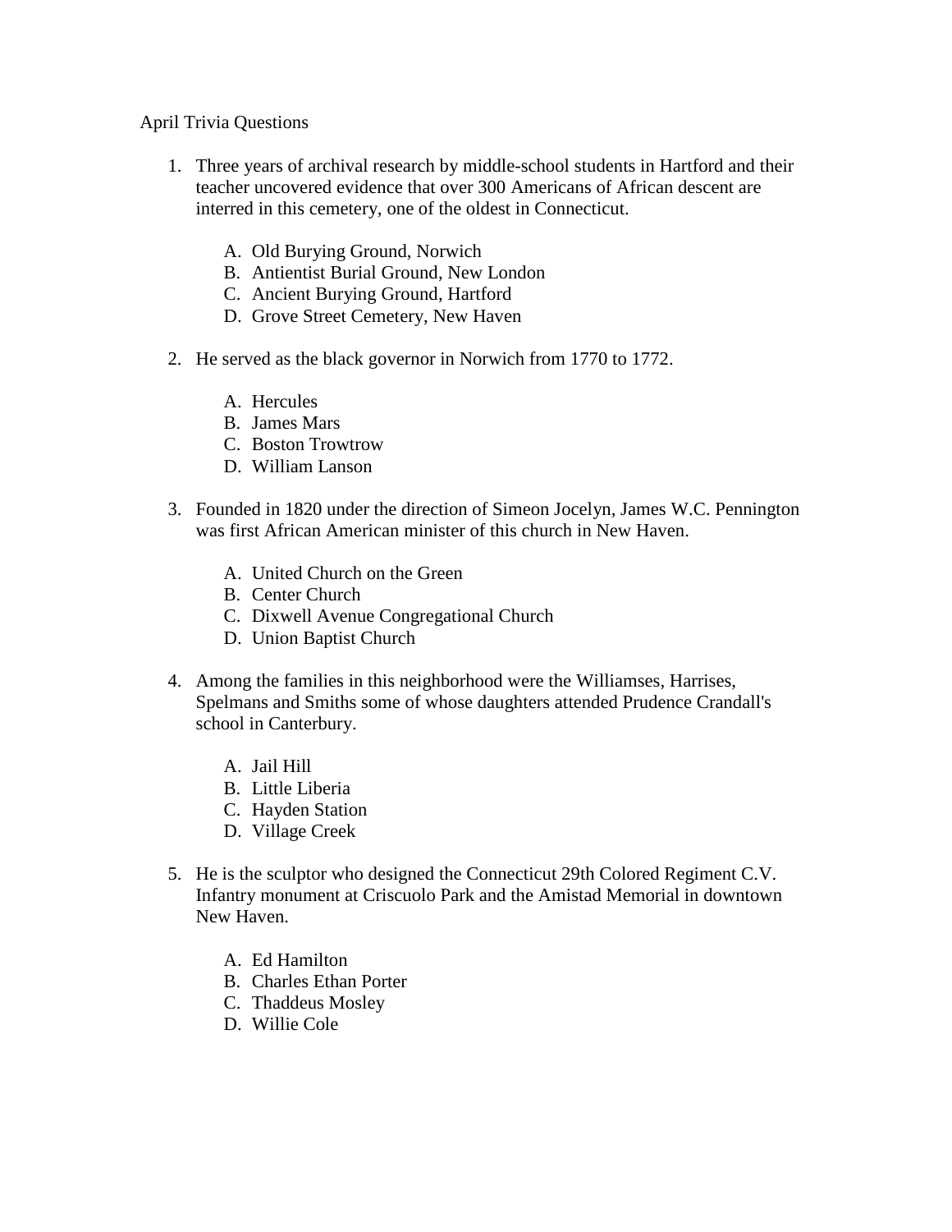April Trivia Questions

1. Three years of archival research by middle-school students in Hartford and their teacher uncovered evidence that over 300 Americans of African descent are interred in this cemetery, one of the oldest in Connecticut.

    A. Old Burying Ground, Norwich
    B. Antientist Burial Ground, New London
    C. Ancient Burying Ground, Hartford
    D. Grove Street Cemetery, New Haven

2. He served as the black governor in Norwich from 1770 to 1772.

    A. Hercules
    B. James Mars
    C. Boston Trowtrow
    D. William Lanson

3. Founded in 1820 under the direction of Simeon Jocelyn, James W.C. Pennington was first African American minister of this church in New Haven.

    A. United Church on the Green
    B. Center Church
    C. Dixwell Avenue Congregational Church
    D. Union Baptist Church

4. Among the families in this neighborhood were the Williamses, Harrises, Spelmans and Smiths some of whose daughters attended Prudence Crandall's school in Canterbury.

    A. Jail Hill
    B. Little Liberia
    C. Hayden Station
    D. Village Creek

5. He is the sculptor who designed the Connecticut 29th Colored Regiment C.V. Infantry monument at Criscuolo Park and the Amistad Memorial in downtown New Haven.

    A. Ed Hamilton
    B. Charles Ethan Porter
    C. Thaddeus Mosley
    D. Willie Cole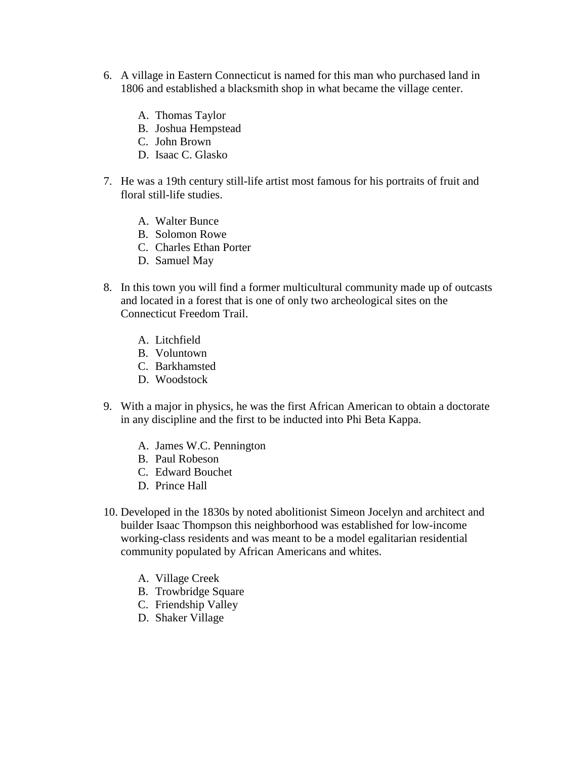6. A village in Eastern Connecticut is named for this man who purchased land in 1806 and established a blacksmith shop in what became the village center.

    A. Thomas Taylor
    B. Joshua Hempstead
    C. John Brown
    D. Isaac C. Glasko

7. He was a 19th century still-life artist most famous for his portraits of fruit and floral still-life studies.

    A. Walter Bunce
    B. Solomon Rowe
    C. Charles Ethan Porter
    D. Samuel May

8. In this town you will find a former multicultural community made up of outcasts and located in a forest that is one of only two archeological sites on the Connecticut Freedom Trail.

    A. Litchfield
    B. Voluntown
    C. Barkhamsted
    D. Woodstock

9. With a major in physics, he was the first African American to obtain a doctorate in any discipline and the first to be inducted into Phi Beta Kappa.

    A. James W.C. Pennington
    B. Paul Robeson
    C. Edward Bouchet
    D. Prince Hall

10. Developed in the 1830s by noted abolitionist Simeon Jocelyn and architect and builder Isaac Thompson this neighborhood was established for low-income working-class residents and was meant to be a model egalitarian residential community populated by African Americans and whites.

    A. Village Creek
    B. Trowbridge Square
    C. Friendship Valley
    D. Shaker Village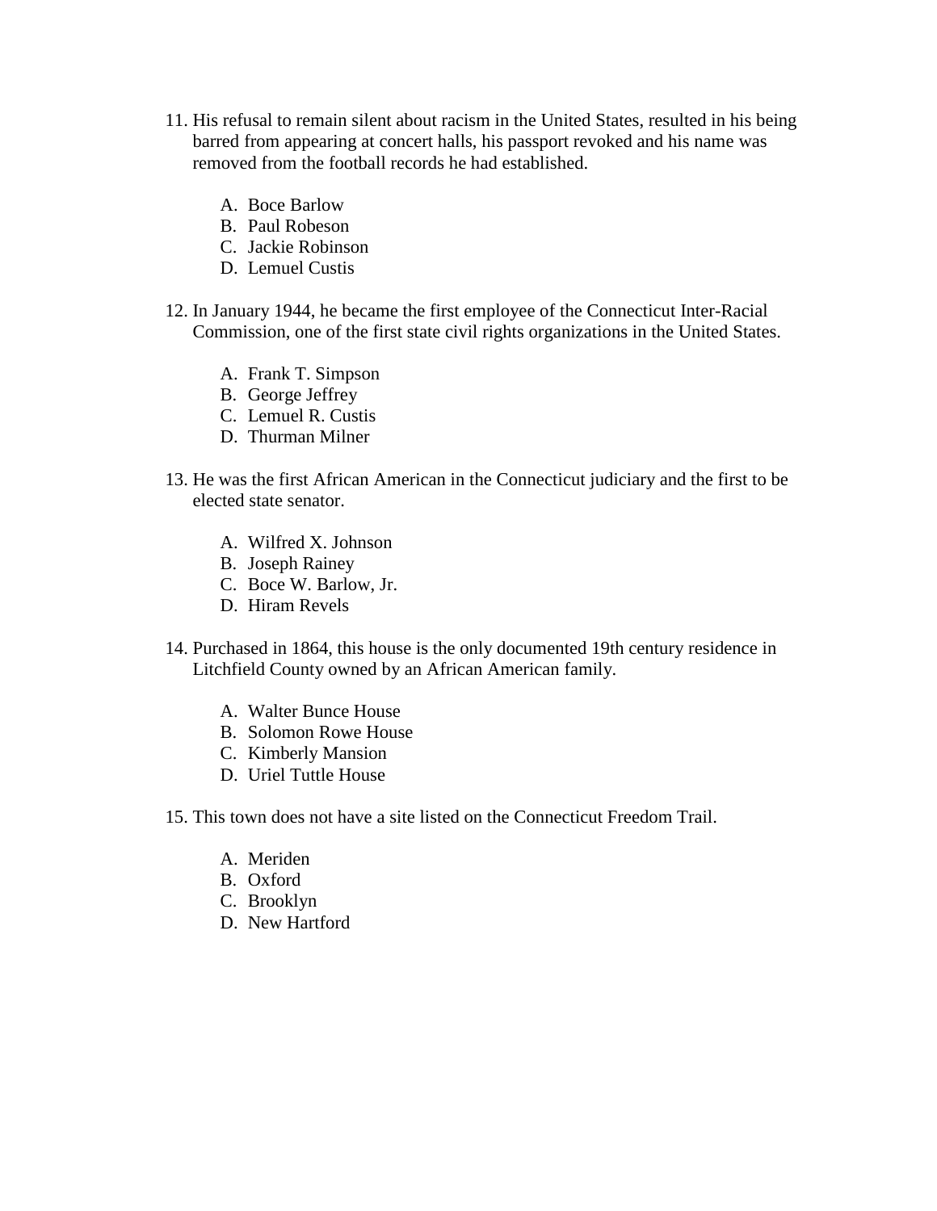11. His refusal to remain silent about racism in the United States, resulted in his being barred from appearing at concert halls, his passport revoked and his name was removed from the football records he had established.

    A. Boce Barlow
    B. Paul Robeson
    C. Jackie Robinson
    D. Lemuel Custis

12. In January 1944, he became the first employee of the Connecticut Inter-Racial Commission, one of the first state civil rights organizations in the United States.

    A. Frank T. Simpson
    B. George Jeffrey
    C. Lemuel R. Custis
    D. Thurman Milner

13. He was the first African American in the Connecticut judiciary and the first to be elected state senator.

    A. Wilfred X. Johnson
    B. Joseph Rainey
    C. Boce W. Barlow, Jr.
    D. Hiram Revels

14. Purchased in 1864, this house is the only documented 19th century residence in Litchfield County owned by an African American family.

    A. Walter Bunce House
    B. Solomon Rowe House
    C. Kimberly Mansion
    D. Uriel Tuttle House

15. This town does not have a site listed on the Connecticut Freedom Trail.

    A. Meriden
    B. Oxford
    C. Brooklyn
    D. New Hartford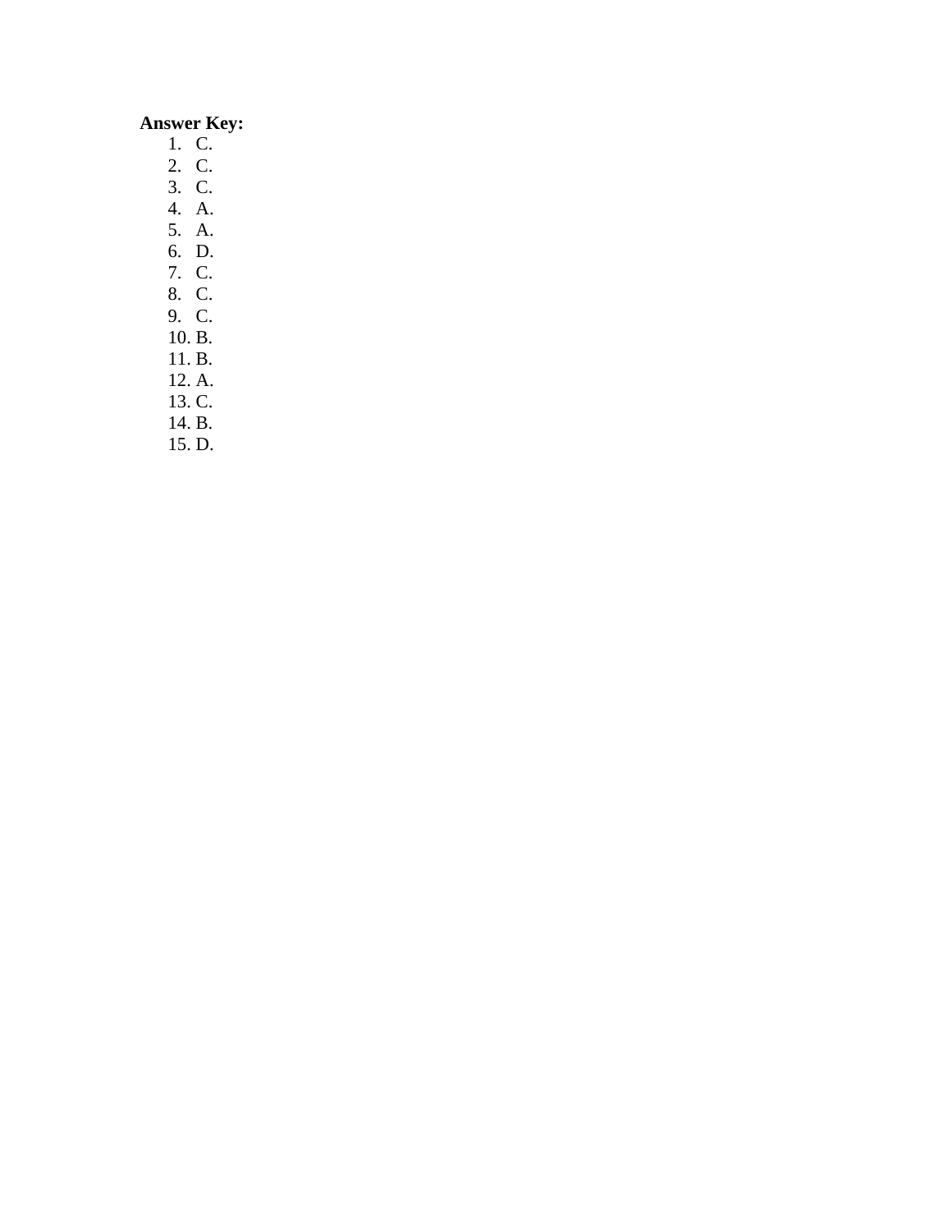**Answer Key:**

1. C.
2. C.
3. C.
4. A.
5. A.
6. D.
7. C.
8. C.
9. C.
10. B.
11. B.
12. A.
13. C.
14. B.
15. D.